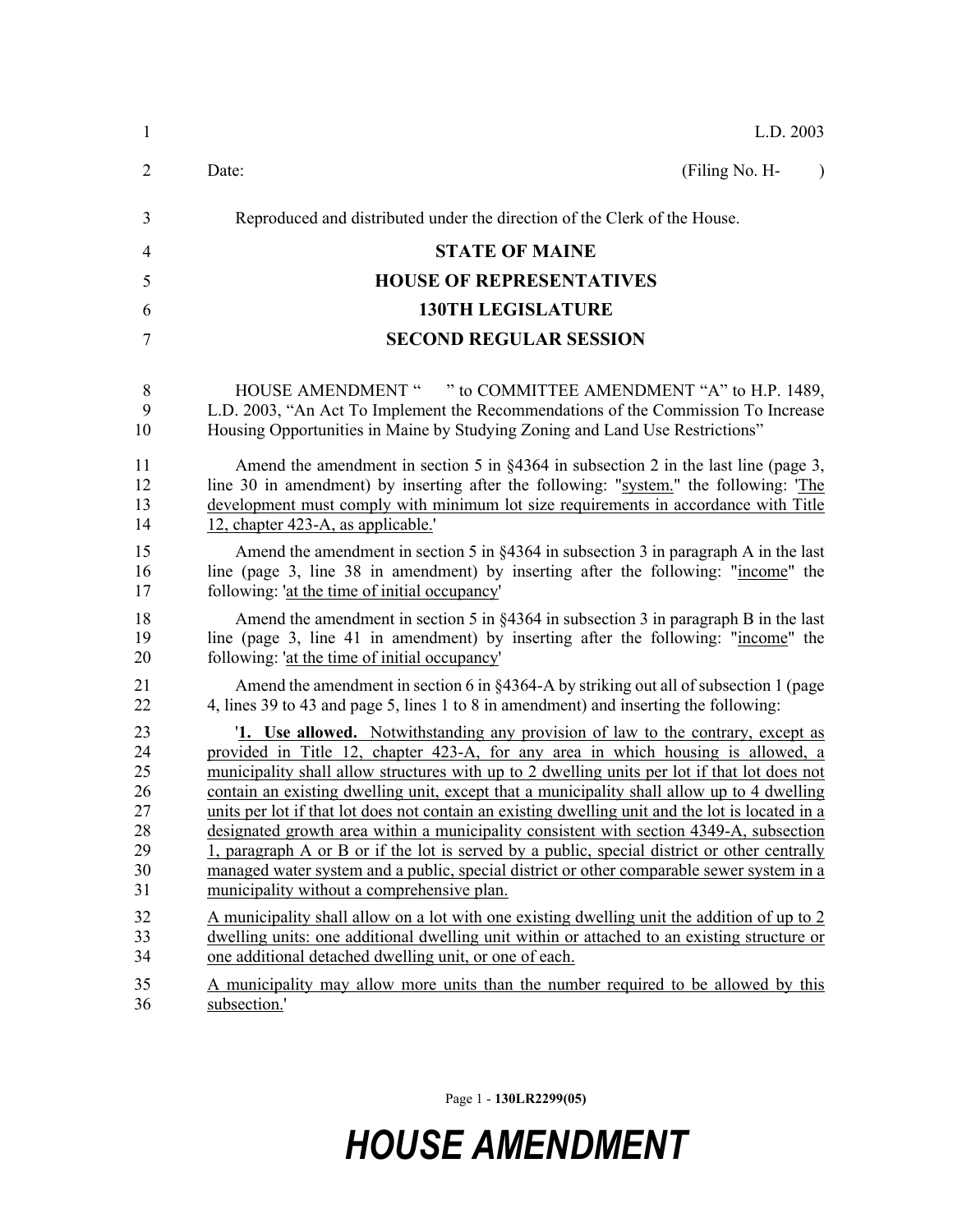L.D. 2003

Date: (Filing No. H- )

Reproduced and distributed under the direction of the Clerk of the House.

**STATE OF MAINE**

**HOUSE OF REPRESENTATIVES**

**130TH LEGISLATURE**

**SECOND REGULAR SESSION**

HOUSE AMENDMENT " " to COMMITTEE AMENDMENT "A" to H.P. 1489, L.D. 2003, "An Act To Implement the Recommendations of the Commission To Increase Housing Opportunities in Maine by Studying Zoning and Land Use Restrictions"

Amend the amendment in section 5 in §4364 in subsection 2 in the last line (page 3, line 30 in amendment) by inserting after the following: "system." the following: 'The development must comply with minimum lot size requirements in accordance with Title 12, chapter 423-A, as applicable.'

Amend the amendment in section 5 in §4364 in subsection 3 in paragraph A in the last line (page 3, line 38 in amendment) by inserting after the following: "income" the following: 'at the time of initial occupancy'

Amend the amendment in section 5 in §4364 in subsection 3 in paragraph B in the last line (page 3, line 41 in amendment) by inserting after the following: "income" the following: 'at the time of initial occupancy'

Amend the amendment in section 6 in §4364-A by striking out all of subsection 1 (page 4, lines 39 to 43 and page 5, lines 1 to 8 in amendment) and inserting the following:

'**1. Use allowed.** Notwithstanding any provision of law to the contrary, except as provided in Title 12, chapter 423-A, for any area in which housing is allowed, a municipality shall allow structures with up to 2 dwelling units per lot if that lot does not contain an existing dwelling unit, except that a municipality shall allow up to 4 dwelling units per lot if that lot does not contain an existing dwelling unit and the lot is located in a designated growth area within a municipality consistent with section 4349-A, subsection 1, paragraph A or B or if the lot is served by a public, special district or other centrally managed water system and a public, special district or other comparable sewer system in a municipality without a comprehensive plan.

A municipality shall allow on a lot with one existing dwelling unit the addition of up to 2 dwelling units: one additional dwelling unit within or attached to an existing structure or one additional detached dwelling unit, or one of each.

A municipality may allow more units than the number required to be allowed by this subsection.'

Page 1 - **130LR2299(05)**

***HOUSE AMENDMENT***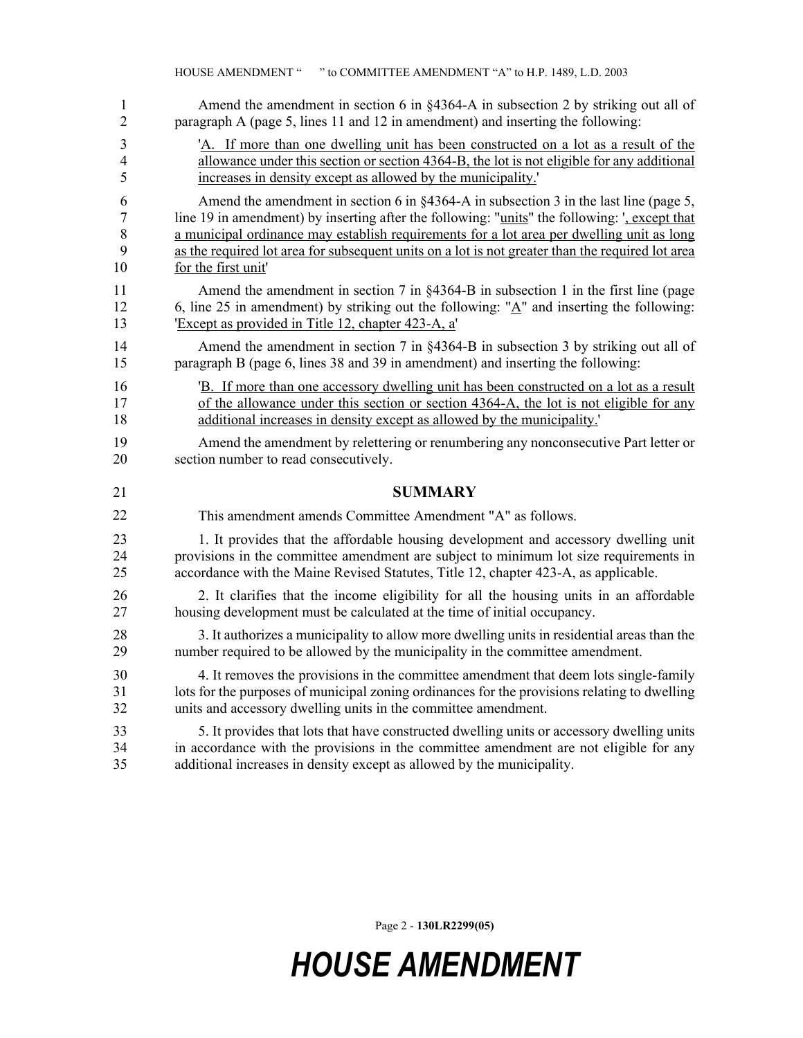Amend the amendment in section 6 in §4364-A in subsection 2 by striking out all of paragraph A (page 5, lines 11 and 12 in amendment) and inserting the following:

'A. If more than one dwelling unit has been constructed on a lot as a result of the allowance under this section or section 4364-B, the lot is not eligible for any additional increases in density except as allowed by the municipality.'

Amend the amendment in section 6 in §4364-A in subsection 3 in the last line (page 5, line 19 in amendment) by inserting after the following: "units" the following: ', except that a municipal ordinance may establish requirements for a lot area per dwelling unit as long as the required lot area for subsequent units on a lot is not greater than the required lot area for the first unit'

Amend the amendment in section 7 in §4364-B in subsection 1 in the first line (page 6, line 25 in amendment) by striking out the following: "A" and inserting the following: 'Except as provided in Title 12, chapter 423-A, a'

Amend the amendment in section 7 in §4364-B in subsection 3 by striking out all of paragraph B (page 6, lines 38 and 39 in amendment) and inserting the following:

'B. If more than one accessory dwelling unit has been constructed on a lot as a result of the allowance under this section or section 4364-A, the lot is not eligible for any additional increases in density except as allowed by the municipality.'

Amend the amendment by relettering or renumbering any nonconsecutive Part letter or section number to read consecutively.

## SUMMARY

This amendment amends Committee Amendment "A" as follows.

1. It provides that the affordable housing development and accessory dwelling unit provisions in the committee amendment are subject to minimum lot size requirements in accordance with the Maine Revised Statutes, Title 12, chapter 423-A, as applicable.

2. It clarifies that the income eligibility for all the housing units in an affordable housing development must be calculated at the time of initial occupancy.

3. It authorizes a municipality to allow more dwelling units in residential areas than the number required to be allowed by the municipality in the committee amendment.

4. It removes the provisions in the committee amendment that deem lots single-family lots for the purposes of municipal zoning ordinances for the provisions relating to dwelling units and accessory dwelling units in the committee amendment.

5. It provides that lots that have constructed dwelling units or accessory dwelling units in accordance with the provisions in the committee amendment are not eligible for any additional increases in density except as allowed by the municipality.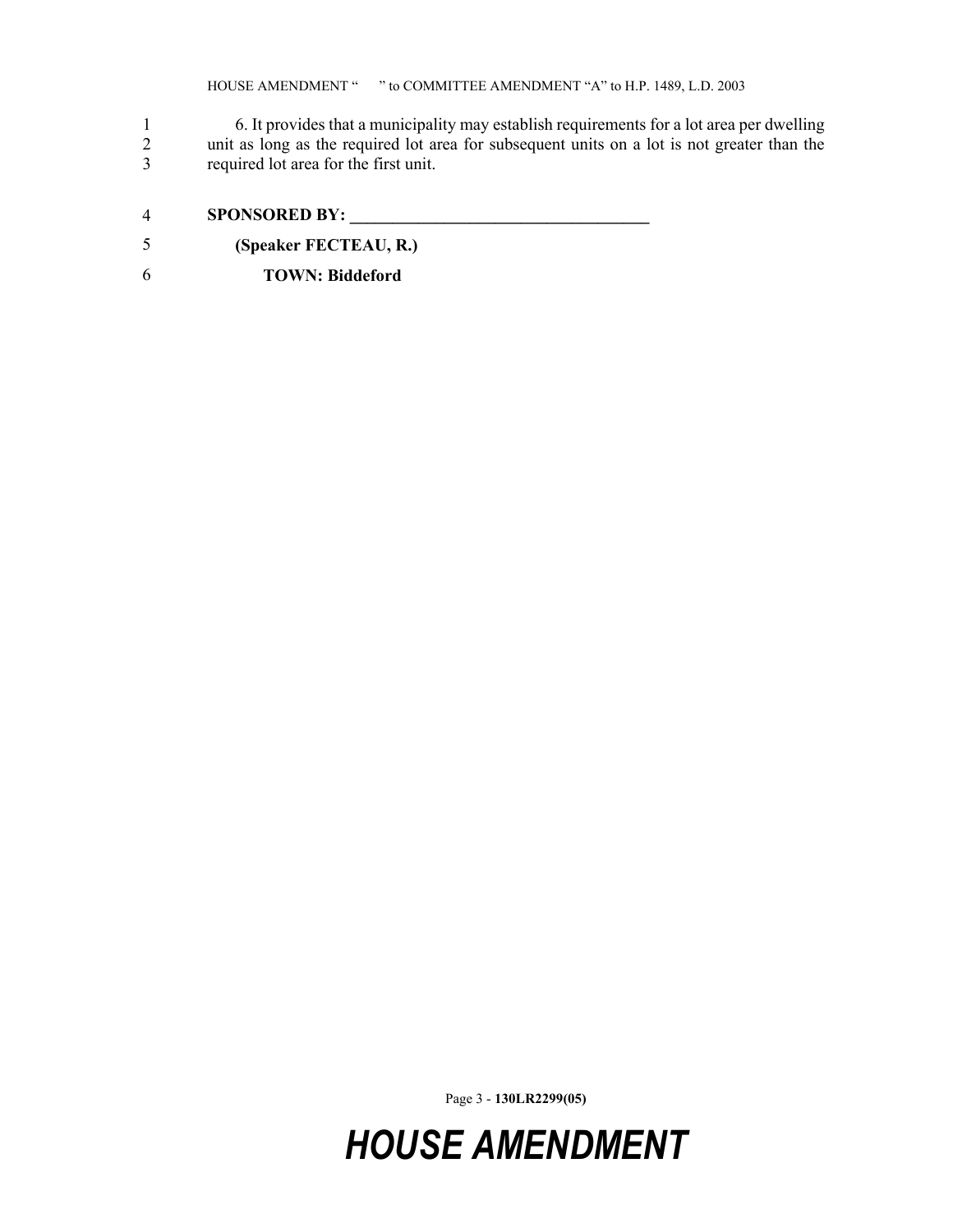6. It provides that a municipality may establish requirements for a lot area per dwelling unit as long as the required lot area for subsequent units on a lot is not greater than the required lot area for the first unit.

**SPONSORED BY: \_\_\_\_\_\_\_\_\_\_\_\_\_\_\_\_\_\_\_\_\_\_\_\_\_\_\_\_\_\_\_\_\_\_\_\_**

**(Speaker FECTEAU, R.)**

**TOWN: Biddeford**

# *HOUSE AMENDMENT*